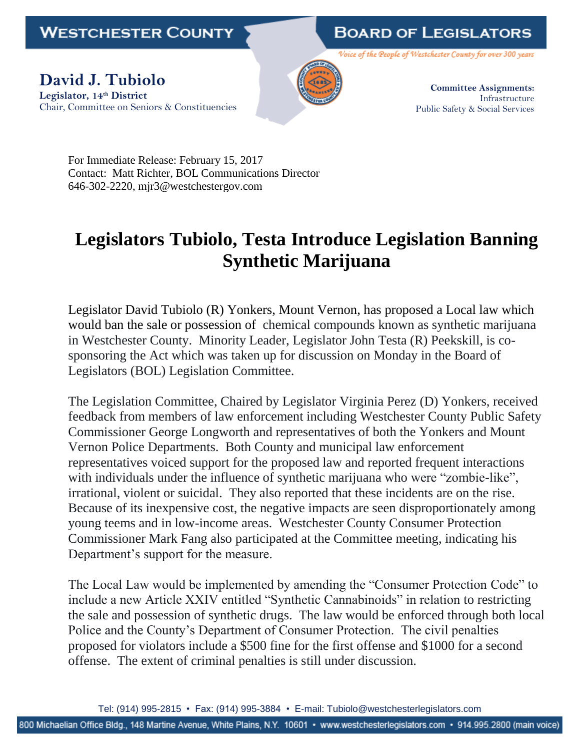**WESTCHESTER COUNTY** **BOARD OF LEGISLATORS**

*Voice of the People of Westchester County for over 300 years*

**David J. Tubiolo**
**Legislator, 14th District**
Chair, Committee on Seniors & Constituencies

**Committee Assignments:**
Infrastructure
Public Safety & Social Services

For Immediate Release: February 15, 2017
Contact: Matt Richter, BOL Communications Director
646-302-2220, mjr3@westchestergov.com

# Legislators Tubiolo, Testa Introduce Legislation Banning Synthetic Marijuana

Legislator David Tubiolo (R) Yonkers, Mount Vernon, has proposed a Local law which would ban the sale or possession of chemical compounds known as synthetic marijuana in Westchester County. Minority Leader, Legislator John Testa (R) Peekskill, is co-sponsoring the Act which was taken up for discussion on Monday in the Board of Legislators (BOL) Legislation Committee.

The Legislation Committee, Chaired by Legislator Virginia Perez (D) Yonkers, received feedback from members of law enforcement including Westchester County Public Safety Commissioner George Longworth and representatives of both the Yonkers and Mount Vernon Police Departments. Both County and municipal law enforcement representatives voiced support for the proposed law and reported frequent interactions with individuals under the influence of synthetic marijuana who were "zombie-like", irrational, violent or suicidal. They also reported that these incidents are on the rise. Because of its inexpensive cost, the negative impacts are seen disproportionately among young teems and in low-income areas. Westchester County Consumer Protection Commissioner Mark Fang also participated at the Committee meeting, indicating his Department's support for the measure.

The Local Law would be implemented by amending the "Consumer Protection Code" to include a new Article XXIV entitled "Synthetic Cannabinoids" in relation to restricting the sale and possession of synthetic drugs. The law would be enforced through both local Police and the County's Department of Consumer Protection. The civil penalties proposed for violators include a $500 fine for the first offense and $1000 for a second offense. The extent of criminal penalties is still under discussion.

Tel: (914) 995-2815 • Fax: (914) 995-3884 • E-mail: Tubiolo@westchesterlegislators.com

800 Michaelian Office Bldg., 148 Martine Avenue, White Plains, N.Y. 10601 • www.westchesterlegislators.com • 914.995.2800 (main voice)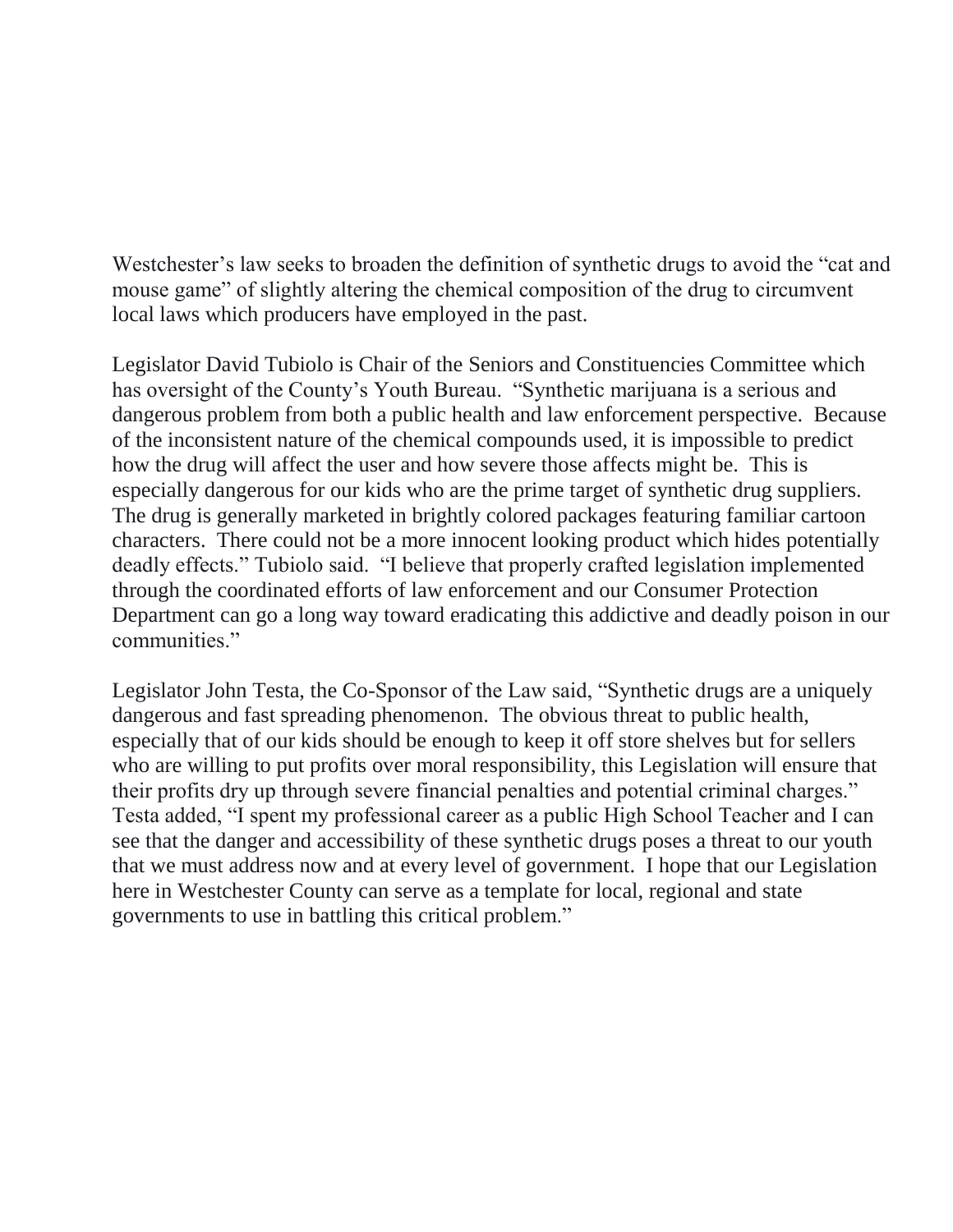Westchester's law seeks to broaden the definition of synthetic drugs to avoid the "cat and mouse game" of slightly altering the chemical composition of the drug to circumvent local laws which producers have employed in the past.

Legislator David Tubiolo is Chair of the Seniors and Constituencies Committee which has oversight of the County's Youth Bureau. "Synthetic marijuana is a serious and dangerous problem from both a public health and law enforcement perspective. Because of the inconsistent nature of the chemical compounds used, it is impossible to predict how the drug will affect the user and how severe those affects might be. This is especially dangerous for our kids who are the prime target of synthetic drug suppliers. The drug is generally marketed in brightly colored packages featuring familiar cartoon characters. There could not be a more innocent looking product which hides potentially deadly effects." Tubiolo said. "I believe that properly crafted legislation implemented through the coordinated efforts of law enforcement and our Consumer Protection Department can go a long way toward eradicating this addictive and deadly poison in our communities."

Legislator John Testa, the Co-Sponsor of the Law said, "Synthetic drugs are a uniquely dangerous and fast spreading phenomenon. The obvious threat to public health, especially that of our kids should be enough to keep it off store shelves but for sellers who are willing to put profits over moral responsibility, this Legislation will ensure that their profits dry up through severe financial penalties and potential criminal charges." Testa added, "I spent my professional career as a public High School Teacher and I can see that the danger and accessibility of these synthetic drugs poses a threat to our youth that we must address now and at every level of government. I hope that our Legislation here in Westchester County can serve as a template for local, regional and state governments to use in battling this critical problem."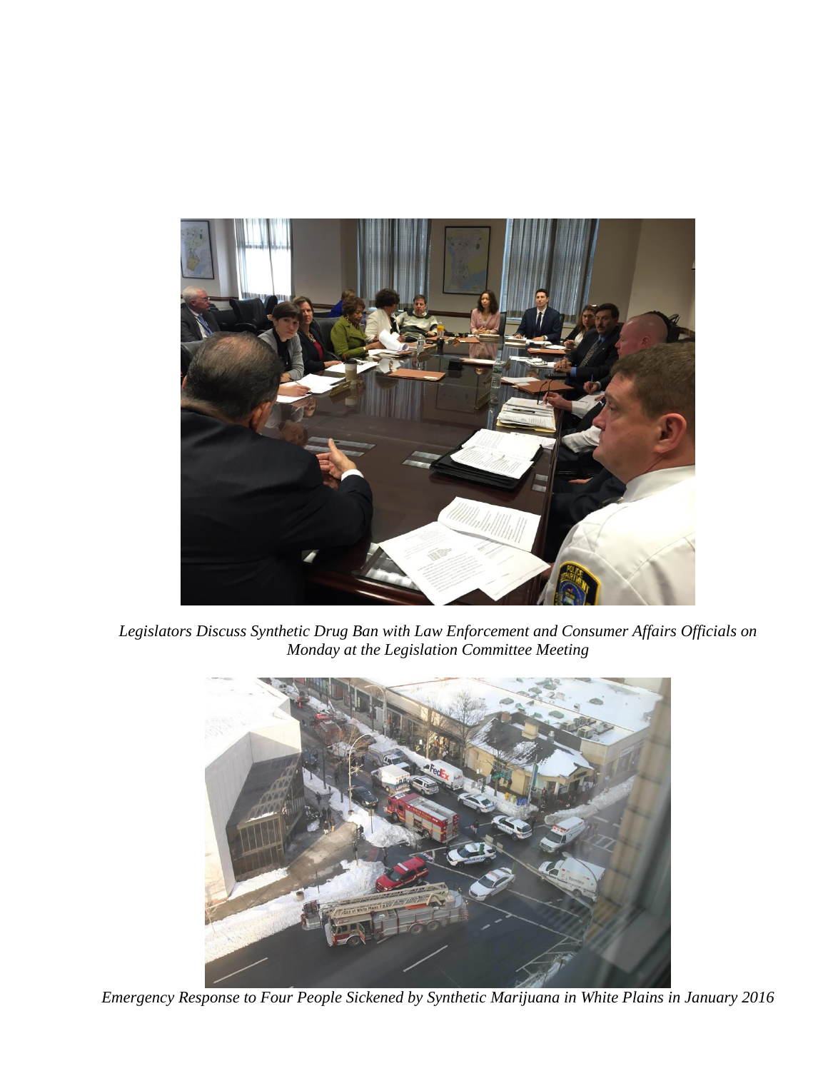*Legislators Discuss Synthetic Drug Ban with Law Enforcement and Consumer Affairs Officials on Monday at the Legislation Committee Meeting*

*Emergency Response to Four People Sickened by Synthetic Marijuana in White Plains in January 2016*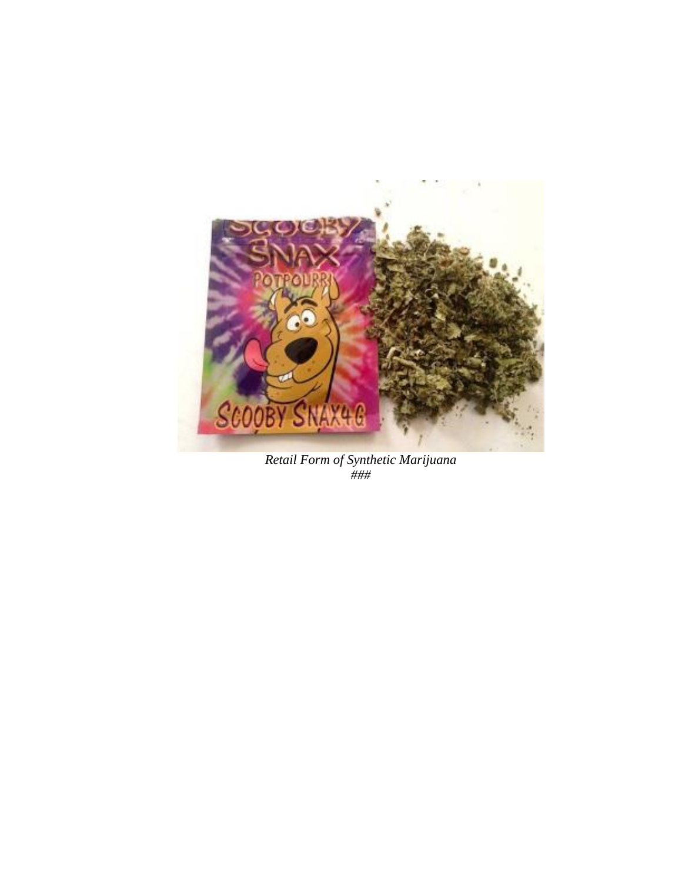*Retail Form of Synthetic Marijuana*

*###*